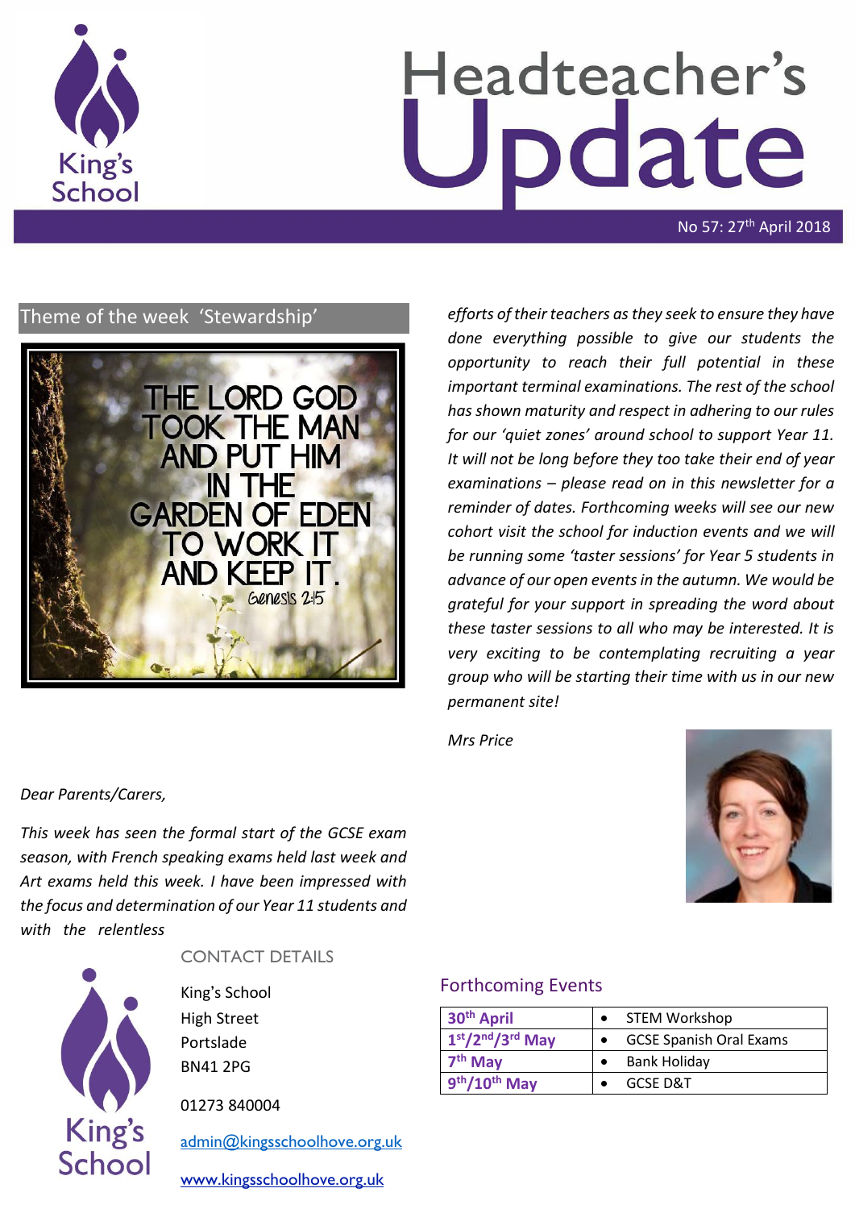# Headteacher's Update

No 57: 27th April 2018

## Theme of the week 'Stewardship'

THE LORD GOD TOOK THE MAN AND PUT HIM IN THE GARDEN OF EDEN TO WORK IT AND KEEP IT.
Genesis 2:15

*Dear Parents/Carers,*

*This week has seen the formal start of the GCSE exam season, with French speaking exams held last week and Art exams held this week. I have been impressed with the focus and determination of our Year 11 students and with the relentless efforts of their teachers as they seek to ensure they have done everything possible to give our students the opportunity to reach their full potential in these important terminal examinations. The rest of the school has shown maturity and respect in adhering to our rules for our 'quiet zones' around school to support Year 11. It will not be long before they too take their end of year examinations – please read on in this newsletter for a reminder of dates. Forthcoming weeks will see our new cohort visit the school for induction events and we will be running some 'taster sessions' for Year 5 students in advance of our open events in the autumn. We would be grateful for your support in spreading the word about these taster sessions to all who may be interested. It is very exciting to be contemplating recruiting a year group who will be starting their time with us in our new permanent site!*

*Mrs Price*

## CONTACT DETAILS

King's School
High Street
Portslade
BN41 2PG

01273 840004

admin@kingsschoolhove.org.uk

www.kingsschoolhove.org.uk

## Forthcoming Events

| Date | Event |
|---|---|
| **30th April** | • STEM Workshop |
| **1st/2nd/3rd May** | • GCSE Spanish Oral Exams |
| **7th May** | • Bank Holiday |
| **9th/10th May** | • GCSE D&T |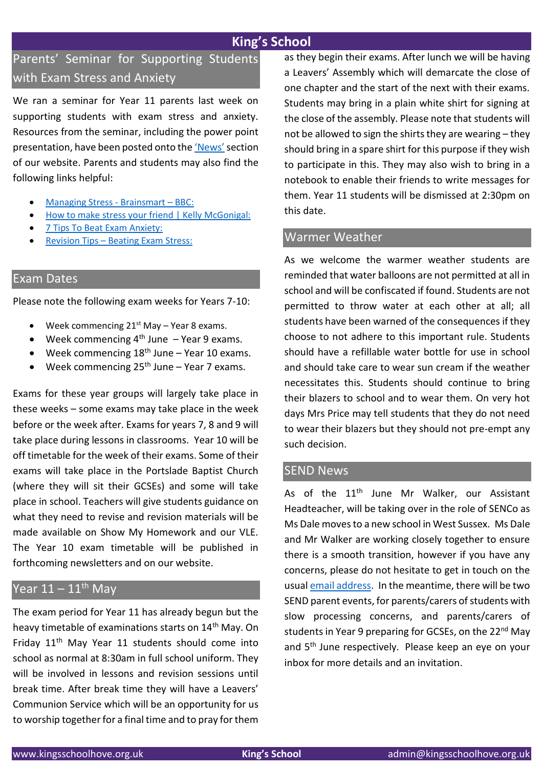# King's School

## Parents' Seminar for Supporting Students with Exam Stress and Anxiety

We ran a seminar for Year 11 parents last week on supporting students with exam stress and anxiety. Resources from the seminar, including the power point presentation, have been posted onto the 'News' section of our website. Parents and students may also find the following links helpful:

- Managing Stress - Brainsmart – BBC:
- How to make stress your friend | Kelly McGonigal:
- 7 Tips To Beat Exam Anxiety:
- Revision Tips – Beating Exam Stress:

## Exam Dates

Please note the following exam weeks for Years 7-10:

- Week commencing 21st May – Year 8 exams.
- Week commencing 4th June – Year 9 exams.
- Week commencing 18th June – Year 10 exams.
- Week commencing 25th June – Year 7 exams.

Exams for these year groups will largely take place in these weeks – some exams may take place in the week before or the week after. Exams for years 7, 8 and 9 will take place during lessons in classrooms. Year 10 will be off timetable for the week of their exams. Some of their exams will take place in the Portslade Baptist Church (where they will sit their GCSEs) and some will take place in school. Teachers will give students guidance on what they need to revise and revision materials will be made available on Show My Homework and our VLE. The Year 10 exam timetable will be published in forthcoming newsletters and on our website.

## Year 11 – 11th May

The exam period for Year 11 has already begun but the heavy timetable of examinations starts on 14th May. On Friday 11th May Year 11 students should come into school as normal at 8:30am in full school uniform. They will be involved in lessons and revision sessions until break time. After break time they will have a Leavers' Communion Service which will be an opportunity for us to worship together for a final time and to pray for them as they begin their exams. After lunch we will be having a Leavers' Assembly which will demarcate the close of one chapter and the start of the next with their exams. Students may bring in a plain white shirt for signing at the close of the assembly. Please note that students will not be allowed to sign the shirts they are wearing – they should bring in a spare shirt for this purpose if they wish to participate in this. They may also wish to bring in a notebook to enable their friends to write messages for them. Year 11 students will be dismissed at 2:30pm on this date.

## Warmer Weather

As we welcome the warmer weather students are reminded that water balloons are not permitted at all in school and will be confiscated if found. Students are not permitted to throw water at each other at all; all students have been warned of the consequences if they choose to not adhere to this important rule. Students should have a refillable water bottle for use in school and should take care to wear sun cream if the weather necessitates this. Students should continue to bring their blazers to school and to wear them. On very hot days Mrs Price may tell students that they do not need to wear their blazers but they should not pre-empt any such decision.

## SEND News

As of the 11th June Mr Walker, our Assistant Headteacher, will be taking over in the role of SENCo as Ms Dale moves to a new school in West Sussex. Ms Dale and Mr Walker are working closely together to ensure there is a smooth transition, however if you have any concerns, please do not hesitate to get in touch on the usual email address. In the meantime, there will be two SEND parent events, for parents/carers of students with slow processing concerns, and parents/carers of students in Year 9 preparing for GCSEs, on the 22nd May and 5th June respectively. Please keep an eye on your inbox for more details and an invitation.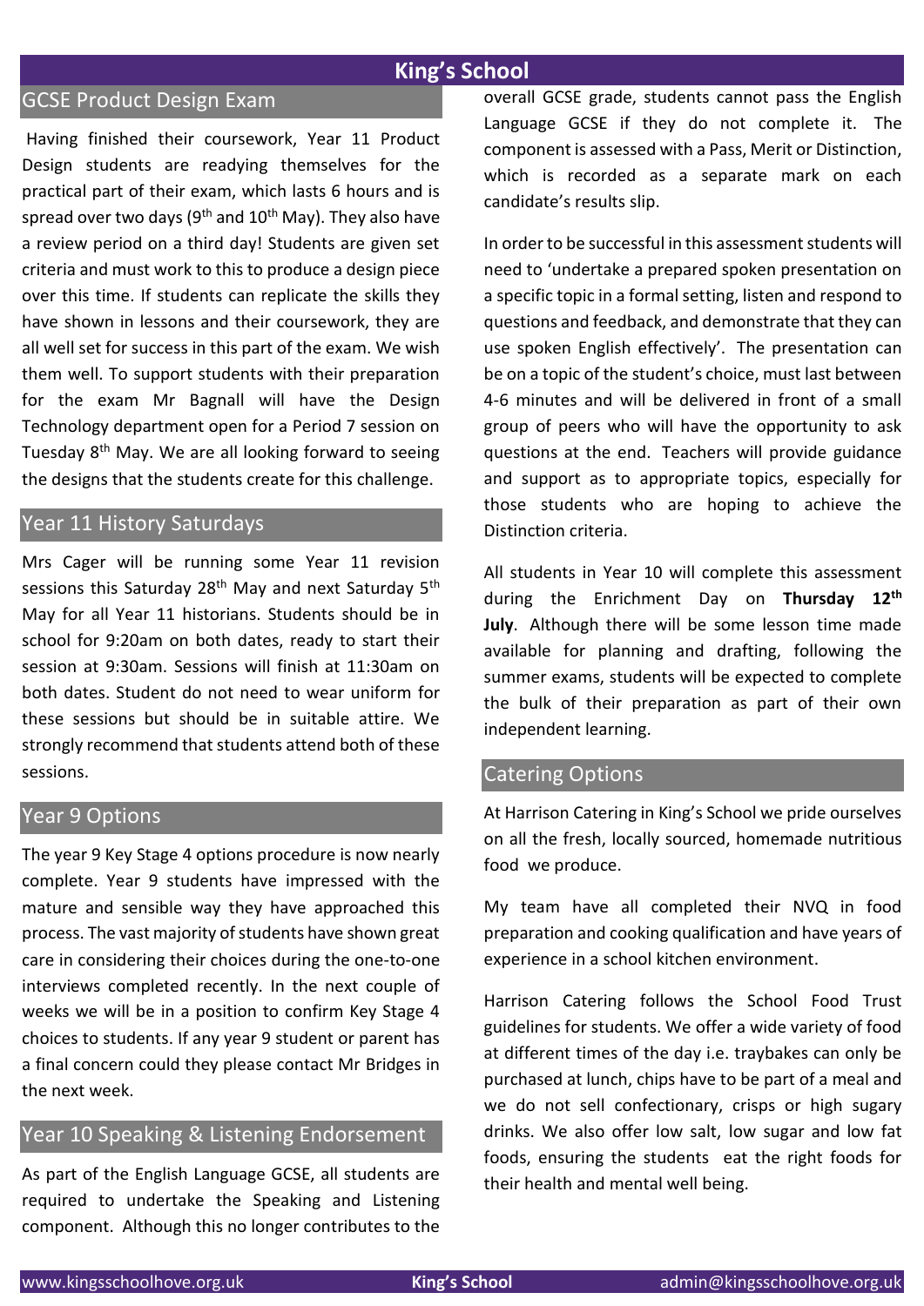# King's School

## GCSE Product Design Exam

Having finished their coursework, Year 11 Product Design students are readying themselves for the practical part of their exam, which lasts 6 hours and is spread over two days (9th and 10th May). They also have a review period on a third day! Students are given set criteria and must work to this to produce a design piece over this time. If students can replicate the skills they have shown in lessons and their coursework, they are all well set for success in this part of the exam. We wish them well. To support students with their preparation for the exam Mr Bagnall will have the Design Technology department open for a Period 7 session on Tuesday 8th May. We are all looking forward to seeing the designs that the students create for this challenge.

## Year 11 History Saturdays

Mrs Cager will be running some Year 11 revision sessions this Saturday 28th May and next Saturday 5th May for all Year 11 historians. Students should be in school for 9:20am on both dates, ready to start their session at 9:30am. Sessions will finish at 11:30am on both dates. Student do not need to wear uniform for these sessions but should be in suitable attire. We strongly recommend that students attend both of these sessions.

## Year 9 Options

The year 9 Key Stage 4 options procedure is now nearly complete. Year 9 students have impressed with the mature and sensible way they have approached this process. The vast majority of students have shown great care in considering their choices during the one-to-one interviews completed recently. In the next couple of weeks we will be in a position to confirm Key Stage 4 choices to students. If any year 9 student or parent has a final concern could they please contact Mr Bridges in the next week.

## Year 10 Speaking & Listening Endorsement

As part of the English Language GCSE, all students are required to undertake the Speaking and Listening component. Although this no longer contributes to the overall GCSE grade, students cannot pass the English Language GCSE if they do not complete it. The component is assessed with a Pass, Merit or Distinction, which is recorded as a separate mark on each candidate's results slip.

In order to be successful in this assessment students will need to 'undertake a prepared spoken presentation on a specific topic in a formal setting, listen and respond to questions and feedback, and demonstrate that they can use spoken English effectively'. The presentation can be on a topic of the student's choice, must last between 4-6 minutes and will be delivered in front of a small group of peers who will have the opportunity to ask questions at the end. Teachers will provide guidance and support as to appropriate topics, especially for those students who are hoping to achieve the Distinction criteria.

All students in Year 10 will complete this assessment during the Enrichment Day on **Thursday 12th July**. Although there will be some lesson time made available for planning and drafting, following the summer exams, students will be expected to complete the bulk of their preparation as part of their own independent learning.

## Catering Options

At Harrison Catering in King's School we pride ourselves on all the fresh, locally sourced, homemade nutritious food we produce.

My team have all completed their NVQ in food preparation and cooking qualification and have years of experience in a school kitchen environment.

Harrison Catering follows the School Food Trust guidelines for students. We offer a wide variety of food at different times of the day i.e. traybakes can only be purchased at lunch, chips have to be part of a meal and we do not sell confectionary, crisps or high sugary drinks. We also offer low salt, low sugar and low fat foods, ensuring the students eat the right foods for their health and mental well being.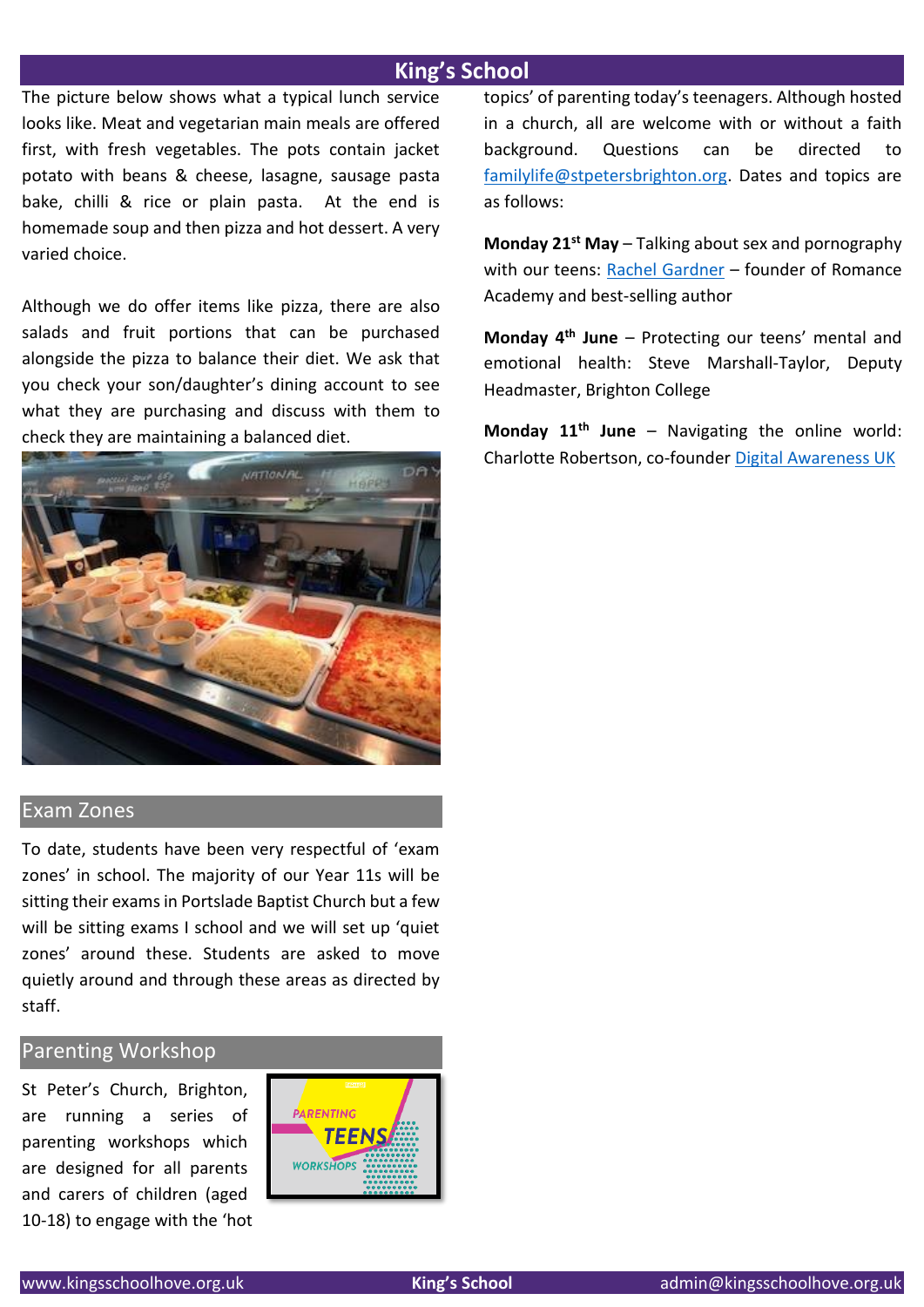## King's School

The picture below shows what a typical lunch service looks like. Meat and vegetarian main meals are offered first, with fresh vegetables. The pots contain jacket potato with beans & cheese, lasagne, sausage pasta bake, chilli & rice or plain pasta. At the end is homemade soup and then pizza and hot dessert. A very varied choice.

Although we do offer items like pizza, there are also salads and fruit portions that can be purchased alongside the pizza to balance their diet. We ask that you check your son/daughter's dining account to see what they are purchasing and discuss with them to check they are maintaining a balanced diet.

### Exam Zones

To date, students have been very respectful of 'exam zones' in school. The majority of our Year 11s will be sitting their exams in Portslade Baptist Church but a few will be sitting exams I school and we will set up 'quiet zones' around these. Students are asked to move quietly around and through these areas as directed by staff.

### Parenting Workshop

St Peter's Church, Brighton, are running a series of parenting workshops which are designed for all parents and carers of children (aged 10-18) to engage with the 'hot topics' of parenting today's teenagers. Although hosted in a church, all are welcome with or without a faith background. Questions can be directed to familylife@stpetersbrighton.org. Dates and topics are as follows:

**Monday 21st May** – Talking about sex and pornography with our teens: Rachel Gardner – founder of Romance Academy and best-selling author

**Monday 4th June** – Protecting our teens' mental and emotional health: Steve Marshall-Taylor, Deputy Headmaster, Brighton College

**Monday 11th June** – Navigating the online world: Charlotte Robertson, co-founder Digital Awareness UK